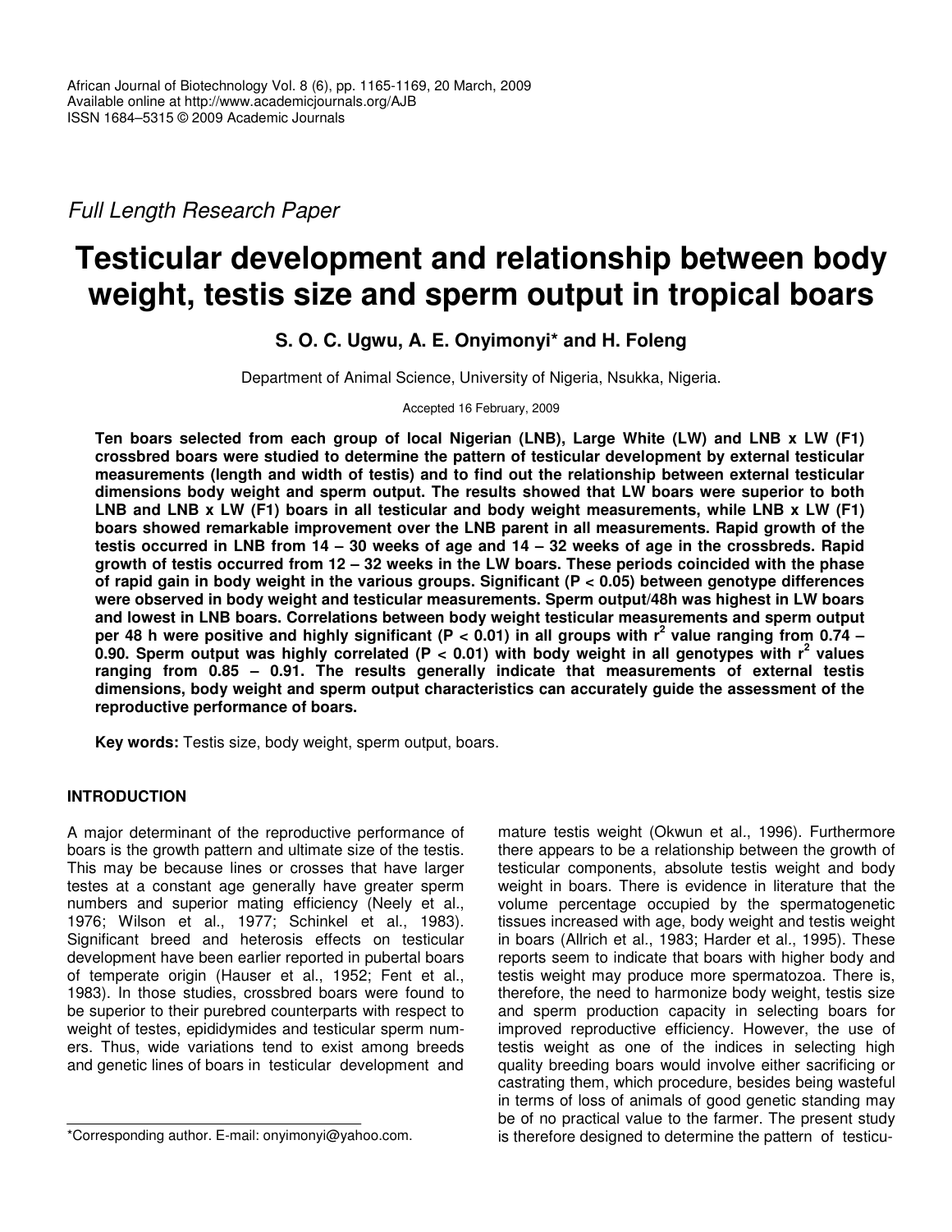*Full Length Research Paper*

# Testicular development and relationship between body weight, testis size and sperm output in tropical boars

**S. O. C. Ugwu, A. E. Onyimonyi* and H. Foleng**

Department of Animal Science, University of Nigeria, Nsukka, Nigeria.

Accepted 16 February, 2009

**Ten boars selected from each group of local Nigerian (LNB), Large White (LW) and LNB x LW (F1) crossbred boars were studied to determine the pattern of testicular development by external testicular measurements (length and width of testis) and to find out the relationship between external testicular dimensions body weight and sperm output. The results showed that LW boars were superior to both LNB and LNB x LW (F1) boars in all testicular and body weight measurements, while LNB x LW (F1) boars showed remarkable improvement over the LNB parent in all measurements. Rapid growth of the testis occurred in LNB from 14 – 30 weeks of age and 14 – 32 weeks of age in the crossbreds. Rapid growth of testis occurred from 12 – 32 weeks in the LW boars. These periods coincided with the phase of rapid gain in body weight in the various groups. Significant ($P < 0.05$) between genotype differences were observed in body weight and testicular measurements. Sperm output/48h was highest in LW boars and lowest in LNB boars. Correlations between body weight testicular measurements and sperm output per 48 h were positive and highly significant ($P < 0.01$) in all groups with $r^2$ value ranging from 0.74 – 0.90. Sperm output was highly correlated ($P < 0.01$) with body weight in all genotypes with $r^2$ values ranging from 0.85 – 0.91. The results generally indicate that measurements of external testis dimensions, body weight and sperm output characteristics can accurately guide the assessment of the reproductive performance of boars.**

**Key words:** Testis size, body weight, sperm output, boars.

## INTRODUCTION

A major determinant of the reproductive performance of boars is the growth pattern and ultimate size of the testis. This may be because lines or crosses that have larger testes at a constant age generally have greater sperm numbers and superior mating efficiency (Neely et al., 1976; Wilson et al., 1977; Schinkel et al., 1983). Significant breed and heterosis effects on testicular development have been earlier reported in pubertal boars of temperate origin (Hauser et al., 1952; Fent et al., 1983). In those studies, crossbred boars were found to be superior to their purebred counterparts with respect to weight of testes, epididymides and testicular sperm numbers. Thus, wide variations tend to exist among breeds and genetic lines of boars in testicular development and mature testis weight (Okwun et al., 1996). Furthermore there appears to be a relationship between the growth of testicular components, absolute testis weight and body weight in boars. There is evidence in literature that the volume percentage occupied by the spermatogenetic tissues increased with age, body weight and testis weight in boars (Allrich et al., 1983; Harder et al., 1995). These reports seem to indicate that boars with higher body and testis weight may produce more spermatozoa. There is, therefore, the need to harmonize body weight, testis size and sperm production capacity in selecting boars for improved reproductive efficiency. However, the use of testis weight as one of the indices in selecting high quality breeding boars would involve either sacrificing or castrating them, which procedure, besides being wasteful in terms of loss of animals of good genetic standing may be of no practical value to the farmer. The present study is therefore designed to determine the pattern of testicu-

*Corresponding author. E-mail: onyimonyi@yahoo.com.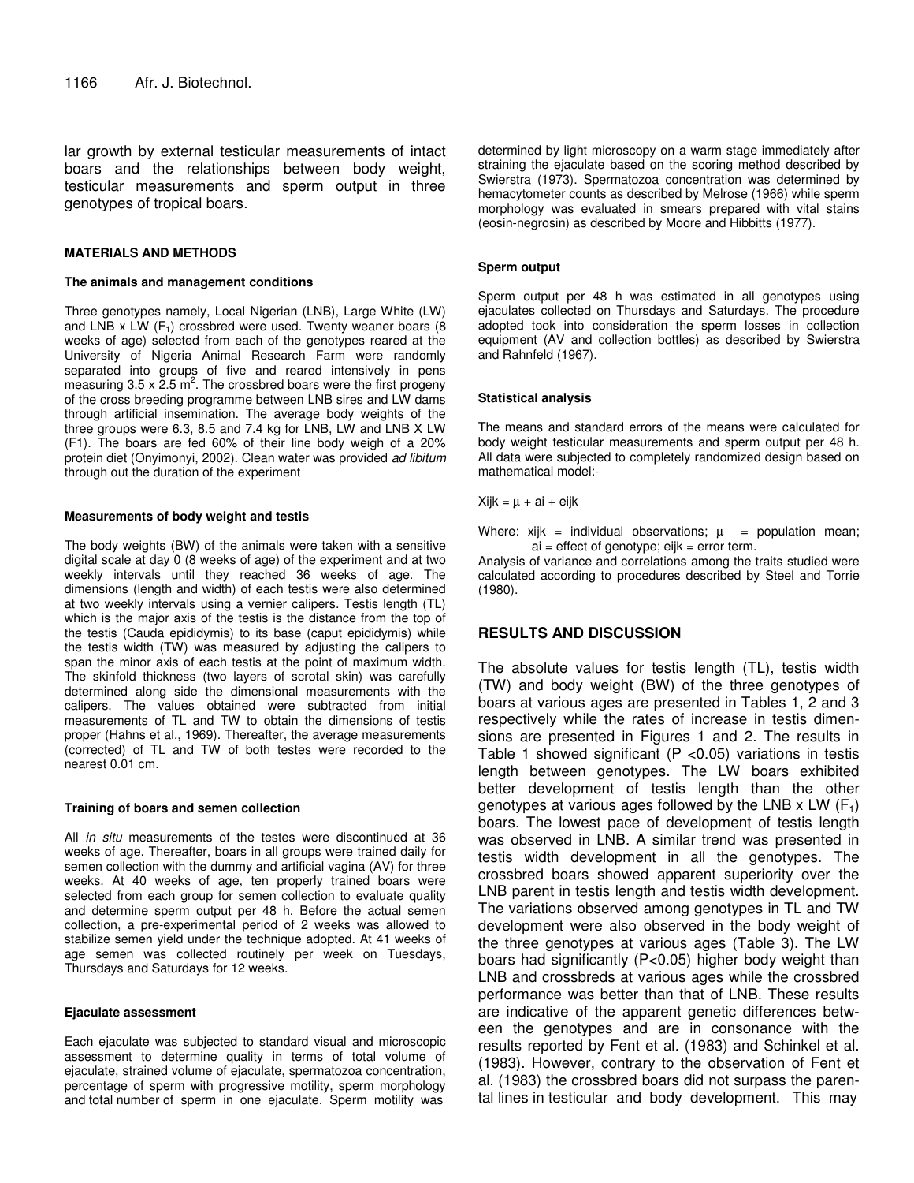lar growth by external testicular measurements of intact boars and the relationships between body weight, testicular measurements and sperm output in three genotypes of tropical boars.

## MATERIALS AND METHODS

### The animals and management conditions

Three genotypes namely, Local Nigerian (LNB), Large White (LW) and LNB x LW ($F_1$) crossbred were used. Twenty weaner boars (8 weeks of age) selected from each of the genotypes reared at the University of Nigeria Animal Research Farm were randomly separated into groups of five and reared intensively in pens measuring 3.5 x 2.5 $m^2$. The crossbred boars were the first progeny of the cross breeding programme between LNB sires and LW dams through artificial insemination. The average body weights of the three groups were 6.3, 8.5 and 7.4 kg for LNB, LW and LNB X LW (F1). The boars are fed 60% of their line body weigh of a 20% protein diet (Onyimonyi, 2002). Clean water was provided *ad libitum* through out the duration of the experiment

### Measurements of body weight and testis

The body weights (BW) of the animals were taken with a sensitive digital scale at day 0 (8 weeks of age) of the experiment and at two weekly intervals until they reached 36 weeks of age. The dimensions (length and width) of each testis were also determined at two weekly intervals using a vernier calipers. Testis length (TL) which is the major axis of the testis is the distance from the top of the testis (Cauda epididymis) to its base (caput epididymis) while the testis width (TW) was measured by adjusting the calipers to span the minor axis of each testis at the point of maximum width. The skinfold thickness (two layers of scrotal skin) was carefully determined along side the dimensional measurements with the calipers. The values obtained were subtracted from initial measurements of TL and TW to obtain the dimensions of testis proper (Hahns et al., 1969). Thereafter, the average measurements (corrected) of TL and TW of both testes were recorded to the nearest 0.01 cm.

### Training of boars and semen collection

All *in situ* measurements of the testes were discontinued at 36 weeks of age. Thereafter, boars in all groups were trained daily for semen collection with the dummy and artificial vagina (AV) for three weeks. At 40 weeks of age, ten properly trained boars were selected from each group for semen collection to evaluate quality and determine sperm output per 48 h. Before the actual semen collection, a pre-experimental period of 2 weeks was allowed to stabilize semen yield under the technique adopted. At 41 weeks of age semen was collected routinely per week on Tuesdays, Thursdays and Saturdays for 12 weeks.

### Ejaculate assessment

Each ejaculate was subjected to standard visual and microscopic assessment to determine quality in terms of total volume of ejaculate, strained volume of ejaculate, spermatozoa concentration, percentage of sperm with progressive motility, sperm morphology and total number of sperm in one ejaculate. Sperm motility was determined by light microscopy on a warm stage immediately after straining the ejaculate based on the scoring method described by Swierstra (1973). Spermatozoa concentration was determined by hemacytometer counts as described by Melrose (1966) while sperm morphology was evaluated in smears prepared with vital stains (eosin-negrosin) as described by Moore and Hibbitts (1977).

### Sperm output

Sperm output per 48 h was estimated in all genotypes using ejaculates collected on Thursdays and Saturdays. The procedure adopted took into consideration the sperm losses in collection equipment (AV and collection bottles) as described by Swierstra and Rahnfeld (1967).

### Statistical analysis

The means and standard errors of the means were calculated for body weight testicular measurements and sperm output per 48 h. All data were subjected to completely randomized design based on mathematical model:-

$$X_{ijk} = \mu + a_i + e_{ijk}$$

Where: $x_{ijk}$ = individual observations; $\mu$ = population mean; $a_i$ = effect of genotype; $e_{ijk}$ = error term.

Analysis of variance and correlations among the traits studied were calculated according to procedures described by Steel and Torrie (1980).

## RESULTS AND DISCUSSION

The absolute values for testis length (TL), testis width (TW) and body weight (BW) of the three genotypes of boars at various ages are presented in Tables 1, 2 and 3 respectively while the rates of increase in testis dimensions are presented in Figures 1 and 2. The results in Table 1 showed significant ($P < 0.05$) variations in testis length between genotypes. The LW boars exhibited better development of testis length than the other genotypes at various ages followed by the LNB x LW ($F_1$) boars. The lowest pace of development of testis length was observed in LNB. A similar trend was presented in testis width development in all the genotypes. The crossbred boars showed apparent superiority over the LNB parent in testis length and testis width development. The variations observed among genotypes in TL and TW development were also observed in the body weight of the three genotypes at various ages (Table 3). The LW boars had significantly ($P<0.05$) higher body weight than LNB and crossbreds at various ages while the crossbred performance was better than that of LNB. These results are indicative of the apparent genetic differences between the genotypes and are in consonance with the results reported by Fent et al. (1983) and Schinkel et al. (1983). However, contrary to the observation of Fent et al. (1983) the crossbred boars did not surpass the parental lines in testicular and body development. This may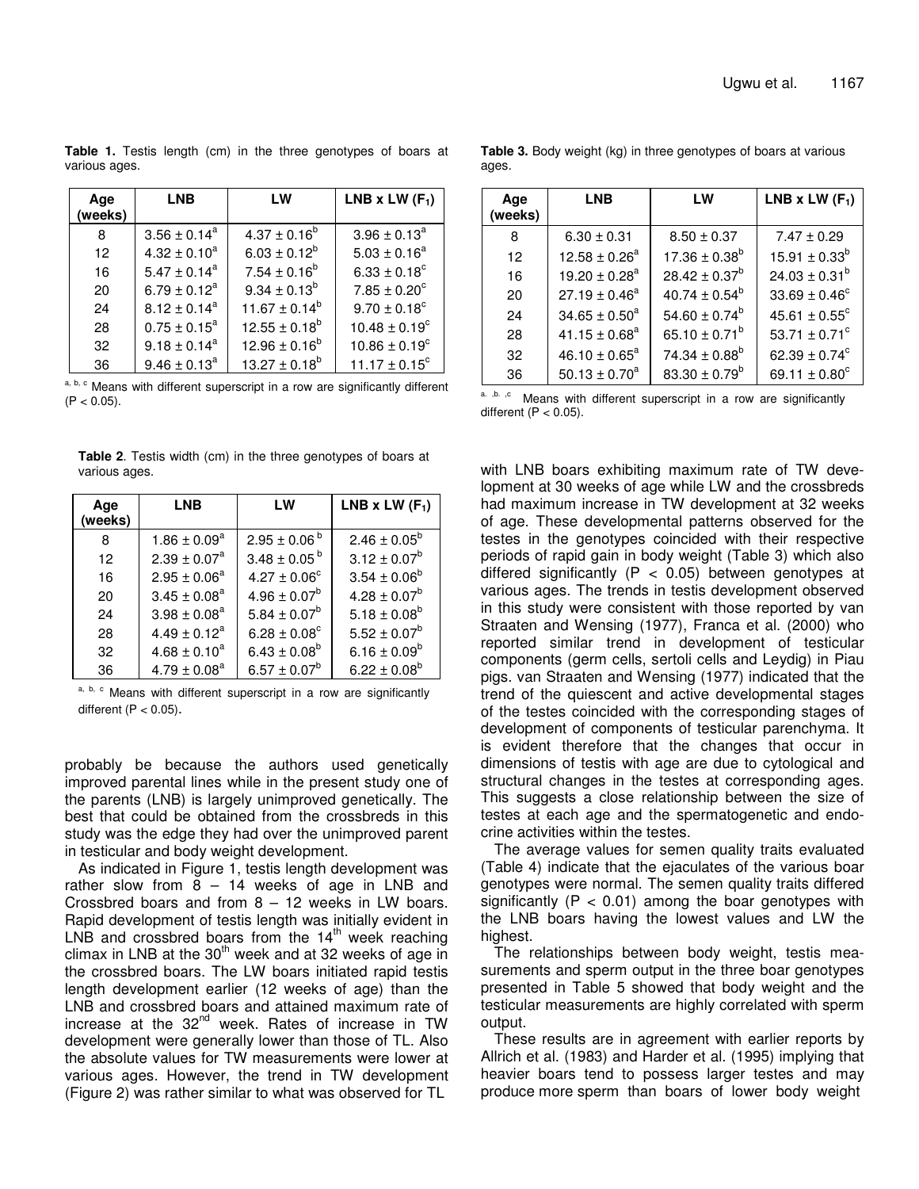**Table 1.** Testis length (cm) in the three genotypes of boars at various ages.

| Age (weeks) | LNB | LW | LNB x LW ($F_1$) |
|---|---|---|---|
| 8 | $3.56 \pm 0.14^a$ | $4.37 \pm 0.16^b$ | $3.96 \pm 0.13^a$ |
| 12 | $4.32 \pm 0.10^a$ | $6.03 \pm 0.12^b$ | $5.03 \pm 0.16^a$ |
| 16 | $5.47 \pm 0.14^a$ | $7.54 \pm 0.16^b$ | $6.33 \pm 0.18^c$ |
| 20 | $6.79 \pm 0.12^a$ | $9.34 \pm 0.13^b$ | $7.85 \pm 0.20^c$ |
| 24 | $8.12 \pm 0.14^a$ | $11.67 \pm 0.14^b$ | $9.70 \pm 0.18^c$ |
| 28 | $0.75 \pm 0.15^a$ | $12.55 \pm 0.18^b$ | $10.48 \pm 0.19^c$ |
| 32 | $9.18 \pm 0.14^a$ | $12.96 \pm 0.16^b$ | $10.86 \pm 0.19^c$ |
| 36 | $9.46 \pm 0.13^a$ | $13.27 \pm 0.18^b$ | $11.17 \pm 0.15^c$ |

a, b, c Means with different superscript in a row are significantly different ($P < 0.05$).

**Table 2**. Testis width (cm) in the three genotypes of boars at various ages.

| Age (weeks) | LNB | LW | LNB x LW ($F_1$) |
|---|---|---|---|
| 8 | $1.86 \pm 0.09^a$ | $2.95 \pm 0.06^b$ | $2.46 \pm 0.05^b$ |
| 12 | $2.39 \pm 0.07^a$ | $3.48 \pm 0.05^b$ | $3.12 \pm 0.07^b$ |
| 16 | $2.95 \pm 0.06^a$ | $4.27 \pm 0.06^c$ | $3.54 \pm 0.06^b$ |
| 20 | $3.45 \pm 0.08^a$ | $4.96 \pm 0.07^b$ | $4.28 \pm 0.07^b$ |
| 24 | $3.98 \pm 0.08^a$ | $5.84 \pm 0.07^b$ | $5.18 \pm 0.08^b$ |
| 28 | $4.49 \pm 0.12^a$ | $6.28 \pm 0.08^c$ | $5.52 \pm 0.07^b$ |
| 32 | $4.68 \pm 0.10^a$ | $6.43 \pm 0.08^b$ | $6.16 \pm 0.09^b$ |
| 36 | $4.79 \pm 0.08^a$ | $6.57 \pm 0.07^b$ | $6.22 \pm 0.08^b$ |

a, b, c Means with different superscript in a row are significantly different ($P < 0.05$).

probably be because the authors used genetically improved parental lines while in the present study one of the parents (LNB) is largely unimproved genetically. The best that could be obtained from the crossbreds in this study was the edge they had over the unimproved parent in testicular and body weight development.

As indicated in Figure 1, testis length development was rather slow from 8 – 14 weeks of age in LNB and Crossbred boars and from 8 – 12 weeks in LW boars. Rapid development of testis length was initially evident in LNB and crossbred boars from the 14th week reaching climax in LNB at the 30th week and at 32 weeks of age in the crossbred boars. The LW boars initiated rapid testis length development earlier (12 weeks of age) than the LNB and crossbred boars and attained maximum rate of increase at the 32nd week. Rates of increase in TW development were generally lower than those of TL. Also the absolute values for TW measurements were lower at various ages. However, the trend in TW development (Figure 2) was rather similar to what was observed for TL

**Table 3.** Body weight (kg) in three genotypes of boars at various ages.

| Age (weeks) | LNB | LW | LNB x LW ($F_1$) |
|---|---|---|---|
| 8 | $6.30 \pm 0.31$ | $8.50 \pm 0.37$ | $7.47 \pm 0.29$ |
| 12 | $12.58 \pm 0.26^a$ | $17.36 \pm 0.38^b$ | $15.91 \pm 0.33^b$ |
| 16 | $19.20 \pm 0.28^a$ | $28.42 \pm 0.37^b$ | $24.03 \pm 0.31^b$ |
| 20 | $27.19 \pm 0.46^a$ | $40.74 \pm 0.54^b$ | $33.69 \pm 0.46^c$ |
| 24 | $34.65 \pm 0.50^a$ | $54.60 \pm 0.74^b$ | $45.61 \pm 0.55^c$ |
| 28 | $41.15 \pm 0.68^a$ | $65.10 \pm 0.71^b$ | $53.71 \pm 0.71^c$ |
| 32 | $46.10 \pm 0.65^a$ | $74.34 \pm 0.88^b$ | $62.39 \pm 0.74^c$ |
| 36 | $50.13 \pm 0.70^a$ | $83.30 \pm 0.79^b$ | $69.11 \pm 0.80^c$ |

a, b, c Means with different superscript in a row are significantly different ($P < 0.05$).

with LNB boars exhibiting maximum rate of TW development at 30 weeks of age while LW and the crossbreds had maximum increase in TW development at 32 weeks of age. These developmental patterns observed for the testes in the genotypes coincided with their respective periods of rapid gain in body weight (Table 3) which also differed significantly ($P < 0.05$) between genotypes at various ages. The trends in testis development observed in this study were consistent with those reported by van Straaten and Wensing (1977), Franca et al. (2000) who reported similar trend in development of testicular components (germ cells, sertoli cells and Leydig) in Piau pigs. van Straaten and Wensing (1977) indicated that the trend of the quiescent and active developmental stages of the testes coincided with the corresponding stages of development of components of testicular parenchyma. It is evident therefore that the changes that occur in dimensions of testis with age are due to cytological and structural changes in the testes at corresponding ages. This suggests a close relationship between the size of testes at each age and the spermatogenetic and endocrine activities within the testes.

The average values for semen quality traits evaluated (Table 4) indicate that the ejaculates of the various boar genotypes were normal. The semen quality traits differed significantly ($P < 0.01$) among the boar genotypes with the LNB boars having the lowest values and LW the highest.

The relationships between body weight, testis measurements and sperm output in the three boar genotypes presented in Table 5 showed that body weight and the testicular measurements are highly correlated with sperm output.

These results are in agreement with earlier reports by Allrich et al. (1983) and Harder et al. (1995) implying that heavier boars tend to possess larger testes and may produce more sperm than boars of lower body weight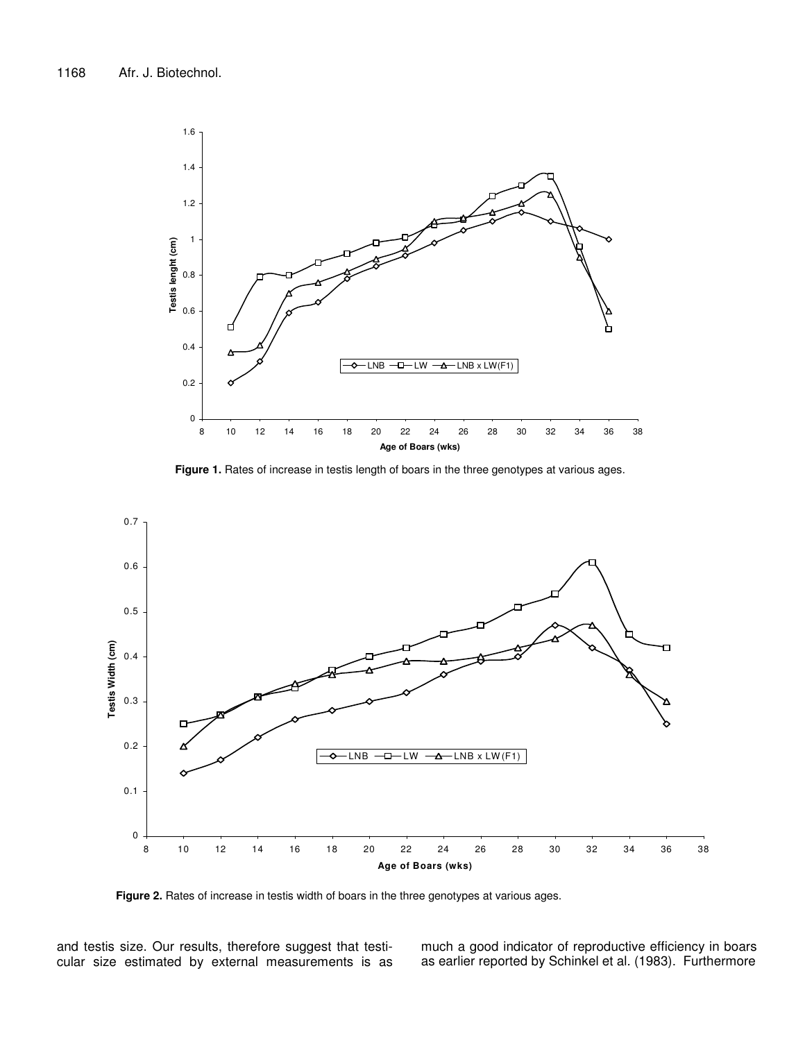Figure 1. Rates of increase in testis length of boars in the three genotypes at various ages.

Figure 2. Rates of increase in testis width of boars in the three genotypes at various ages.

and testis size. Our results, therefore suggest that testicular size estimated by external measurements is as much a good indicator of reproductive efficiency in boars as earlier reported by Schinkel et al. (1983). Furthermore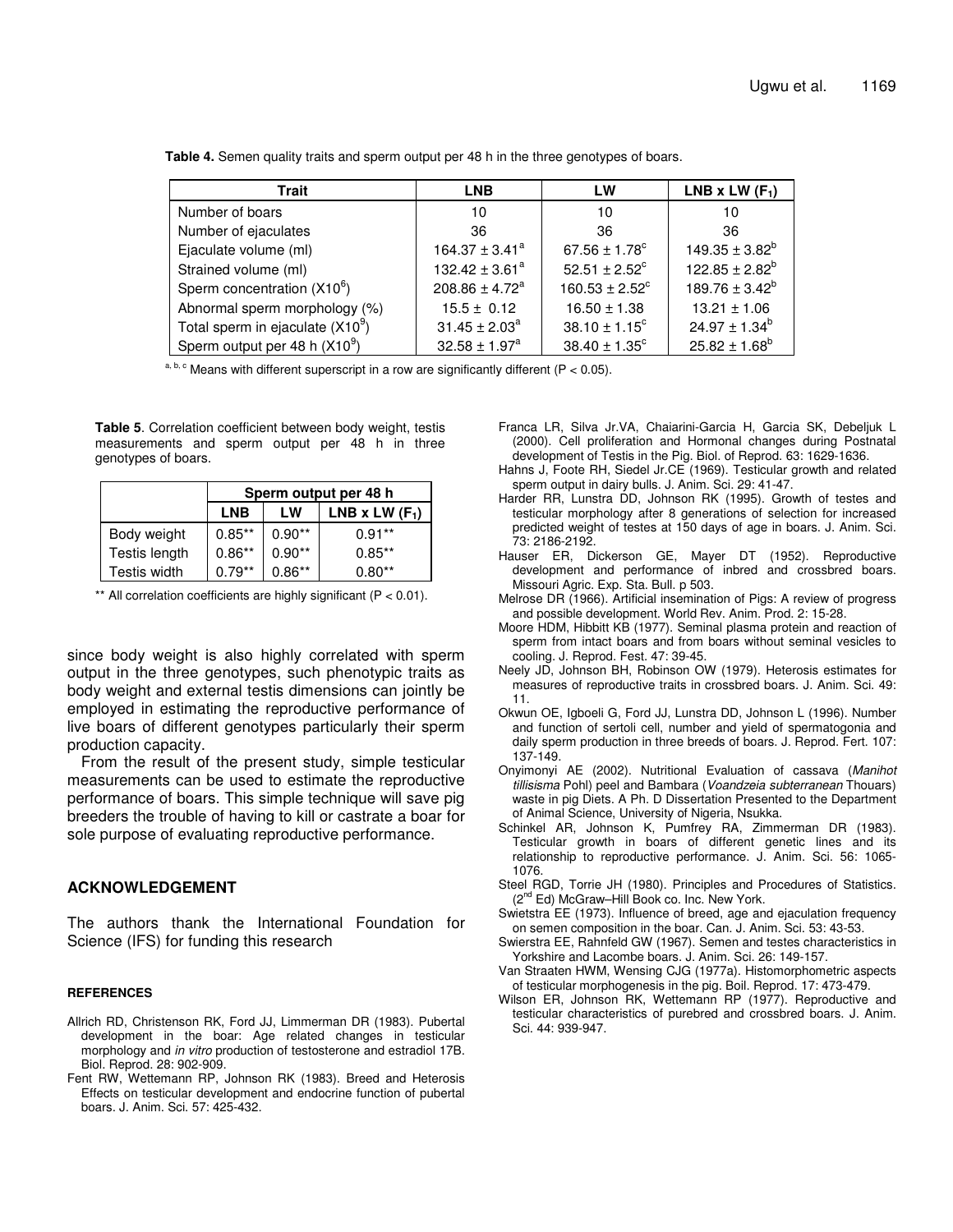**Table 4.** Semen quality traits and sperm output per 48 h in the three genotypes of boars.

| Trait | LNB | LW | LNB x LW ($F_1$) |
|---|---|---|---|
| Number of boars | 10 | 10 | 10 |
| Number of ejaculates | 36 | 36 | 36 |
| Ejaculate volume (ml) | $164.37 \pm 3.41^a$ | $67.56 \pm 1.78^c$ | $149.35 \pm 3.82^b$ |
| Strained volume (ml) | $132.42 \pm 3.61^a$ | $52.51 \pm 2.52^c$ | $122.85 \pm 2.82^b$ |
| Sperm concentration ($X10^6$) | $208.86 \pm 4.72^a$ | $160.53 \pm 2.52^c$ | $189.76 \pm 3.42^b$ |
| Abnormal sperm morphology (%) | $15.5 \pm 0.12$ | $16.50 \pm 1.38$ | $13.21 \pm 1.06$ |
| Total sperm in ejaculate ($X10^9$) | $31.45 \pm 2.03^a$ | $38.10 \pm 1.15^c$ | $24.97 \pm 1.34^b$ |
| Sperm output per 48 h ($X10^9$) | $32.58 \pm 1.97^a$ | $38.40 \pm 1.35^c$ | $25.82 \pm 1.68^b$ |

a, b, c Means with different superscript in a row are significantly different ($P < 0.05$).

**Table 5**. Correlation coefficient between body weight, testis measurements and sperm output per 48 h in three genotypes of boars.

| | Sperm output per 48 h | | |
|---|---|---|---|
| | LNB | LW | LNB x LW ($F_1$) |
| Body weight | 0.85** | 0.90** | 0.91** |
| Testis length | 0.86** | 0.90** | 0.85** |
| Testis width | 0.79** | 0.86** | 0.80** |

** All correlation coefficients are highly significant ($P < 0.01$).

since body weight is also highly correlated with sperm output in the three genotypes, such phenotypic traits as body weight and external testis dimensions can jointly be employed in estimating the reproductive performance of live boars of different genotypes particularly their sperm production capacity.

From the result of the present study, simple testicular measurements can be used to estimate the reproductive performance of boars. This simple technique will save pig breeders the trouble of having to kill or castrate a boar for sole purpose of evaluating reproductive performance.

## ACKNOWLEDGEMENT

The authors thank the International Foundation for Science (IFS) for funding this research

### REFERENCES

Allrich RD, Christenson RK, Ford JJ, Limmerman DR (1983). Pubertal development in the boar: Age related changes in testicular morphology and *in vitro* production of testosterone and estradiol 17B. Biol. Reprod. 28: 902-909.

Fent RW, Wettemann RP, Johnson RK (1983). Breed and Heterosis Effects on testicular development and endocrine function of pubertal boars. J. Anim. Sci. 57: 425-432.

Franca LR, Silva Jr.VA, Chaiarini-Garcia H, Garcia SK, Debeljuk L (2000). Cell proliferation and Hormonal changes during Postnatal development of Testis in the Pig. Biol. of Reprod. 63: 1629-1636.

Hahns J, Foote RH, Siedel Jr.CE (1969). Testicular growth and related sperm output in dairy bulls. J. Anim. Sci. 29: 41-47.

Harder RR, Lunstra DD, Johnson RK (1995). Growth of testes and testicular morphology after 8 generations of selection for increased predicted weight of testes at 150 days of age in boars. J. Anim. Sci. 73: 2186-2192.

Hauser ER, Dickerson GE, Mayer DT (1952). Reproductive development and performance of inbred and crossbred boars. Missouri Agric. Exp. Sta. Bull. p 503.

Melrose DR (1966). Artificial insemination of Pigs: A review of progress and possible development. World Rev. Anim. Prod. 2: 15-28.

Moore HDM, Hibbitt KB (1977). Seminal plasma protein and reaction of sperm from intact boars and from boars without seminal vesicles to cooling. J. Reprod. Fest. 47: 39-45.

Neely JD, Johnson BH, Robinson OW (1979). Heterosis estimates for measures of reproductive traits in crossbred boars. J. Anim. Sci. 49: 11.

Okwun OE, Igboeli G, Ford JJ, Lunstra DD, Johnson L (1996). Number and function of sertoli cell, number and yield of spermatogonia and daily sperm production in three breeds of boars. J. Reprod. Fert. 107: 137-149.

Onyimonyi AE (2002). Nutritional Evaluation of cassava (*Manihot tillisisma* Pohl) peel and Bambara (*Voandzeia subterranean* Thouars) waste in pig Diets. A Ph. D Dissertation Presented to the Department of Animal Science, University of Nigeria, Nsukka.

Schinkel AR, Johnson K, Pumfrey RA, Zimmerman DR (1983). Testicular growth in boars of different genetic lines and its relationship to reproductive performance. J. Anim. Sci. 56: 1065-1076.

Steel RGD, Torrie JH (1980). Principles and Procedures of Statistics. (2nd Ed) McGraw–Hill Book co. Inc. New York.

Swietstra EE (1973). Influence of breed, age and ejaculation frequency on semen composition in the boar. Can. J. Anim. Sci. 53: 43-53.

Swierstra EE, Rahnfeld GW (1967). Semen and testes characteristics in Yorkshire and Lacombe boars. J. Anim. Sci. 26: 149-157.

Van Straaten HWM, Wensing CJG (1977a). Histomorphometric aspects of testicular morphogenesis in the pig. Boil. Reprod. 17: 473-479.

Wilson ER, Johnson RK, Wettemann RP (1977). Reproductive and testicular characteristics of purebred and crossbred boars. J. Anim. Sci. 44: 939-947.